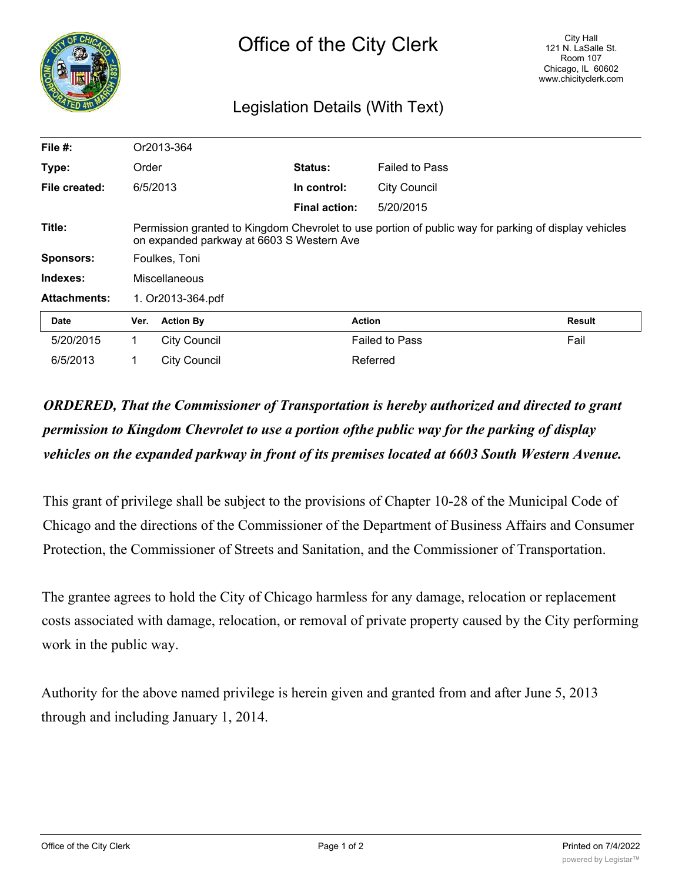# Office of the City Clerk

City Hall
121 N. LaSalle St.
Room 107
Chicago, IL 60602
www.chicityclerk.com

## Legislation Details (With Text)

| | | | |
|---|---|---|---|
| **File #:** | Or2013-364 | | |
| **Type:** | Order | **Status:** | Failed to Pass |
| **File created:** | 6/5/2013 | **In control:** | City Council |
| | | **Final action:** | 5/20/2015 |
| **Title:** | Permission granted to Kingdom Chevrolet to use portion of public way for parking of display vehicles on expanded parkway at 6603 S Western Ave | | |
| **Sponsors:** | Foulkes, Toni | | |
| **Indexes:** | Miscellaneous | | |
| **Attachments:** | 1. Or2013-364.pdf | | |

| Date | Ver. | Action By | Action | Result |
|---|---|---|---|---|
| 5/20/2015 | 1 | City Council | Failed to Pass | Fail |
| 6/5/2013 | 1 | City Council | Referred | |

***ORDERED, That the Commissioner of Transportation is hereby authorized and directed to grant permission to Kingdom Chevrolet to use a portion ofthe public way for the parking of display vehicles on the expanded parkway in front of its premises located at 6603 South Western Avenue.***

This grant of privilege shall be subject to the provisions of Chapter 10-28 of the Municipal Code of Chicago and the directions of the Commissioner of the Department of Business Affairs and Consumer Protection, the Commissioner of Streets and Sanitation, and the Commissioner of Transportation.

The grantee agrees to hold the City of Chicago harmless for any damage, relocation or replacement costs associated with damage, relocation, or removal of private property caused by the City performing work in the public way.

Authority for the above named privilege is herein given and granted from and after June 5, 2013 through and including January 1, 2014.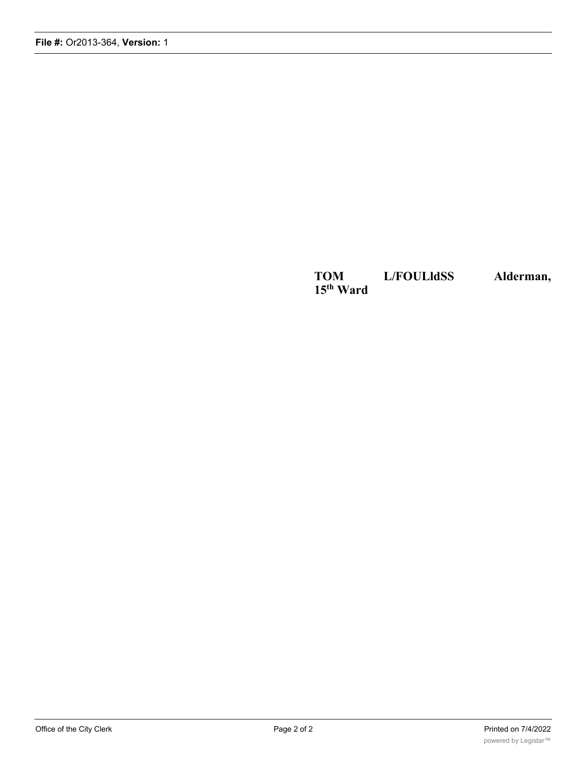**TOM L/FOULldSS Alderman, 15th Ward**